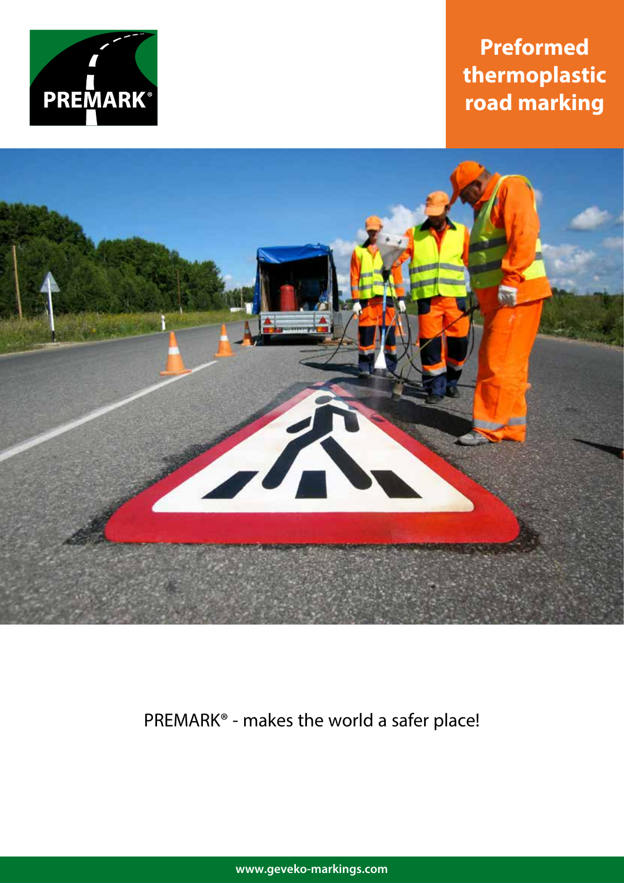PREMARK®

# Preformed thermoplastic road marking

PREMARK® - makes the world a safer place!

www.geveko-markings.com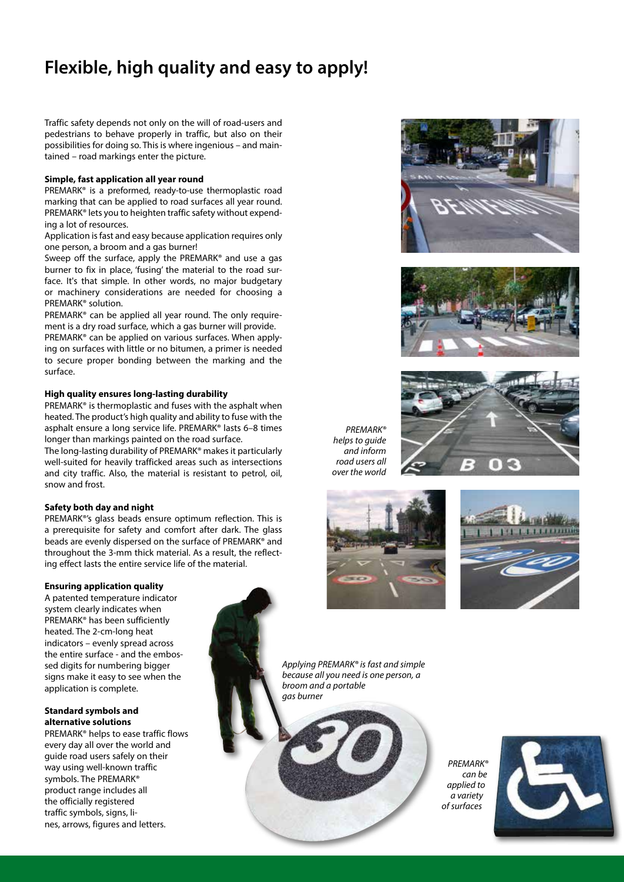# Flexible, high quality and easy to apply!

Traffic safety depends not only on the will of road-users and pedestrians to behave properly in traffic, but also on their possibilities for doing so. This is where ingenious – and maintained – road markings enter the picture.

**Simple, fast application all year round**

PREMARK® is a preformed, ready-to-use thermoplastic road marking that can be applied to road surfaces all year round. PREMARK® lets you to heighten traffic safety without expending a lot of resources.

Application is fast and easy because application requires only one person, a broom and a gas burner!

Sweep off the surface, apply the PREMARK® and use a gas burner to fix in place, 'fusing' the material to the road surface. It's that simple. In other words, no major budgetary or machinery considerations are needed for choosing a PREMARK® solution.

PREMARK® can be applied all year round. The only requirement is a dry road surface, which a gas burner will provide.

PREMARK® can be applied on various surfaces. When applying on surfaces with little or no bitumen, a primer is needed to secure proper bonding between the marking and the surface.

**High quality ensures long-lasting durability**

PREMARK® is thermoplastic and fuses with the asphalt when heated. The product's high quality and ability to fuse with the asphalt ensure a long service life. PREMARK® lasts 6–8 times longer than markings painted on the road surface.

The long-lasting durability of PREMARK® makes it particularly well-suited for heavily trafficked areas such as intersections and city traffic. Also, the material is resistant to petrol, oil, snow and frost.

**Safety both day and night**

PREMARK®'s glass beads ensure optimum reflection. This is a prerequisite for safety and comfort after dark. The glass beads are evenly dispersed on the surface of PREMARK® and throughout the 3-mm thick material. As a result, the reflecting effect lasts the entire service life of the material.

**Ensuring application quality**

A patented temperature indicator system clearly indicates when PREMARK® has been sufficiently heated. The 2-cm-long heat indicators – evenly spread across the entire surface - and the embossed digits for numbering bigger signs make it easy to see when the application is complete.

**Standard symbols and alternative solutions**

PREMARK® helps to ease traffic flows every day all over the world and guide road users safely on their way using well-known traffic symbols. The PREMARK® product range includes all the officially registered traffic symbols, signs, lines, arrows, figures and letters.

*PREMARK® helps to guide and inform road users all over the world*

*Applying PREMARK® is fast and simple because all you need is one person, a broom and a portable gas burner*

*PREMARK® can be applied to a variety of surfaces*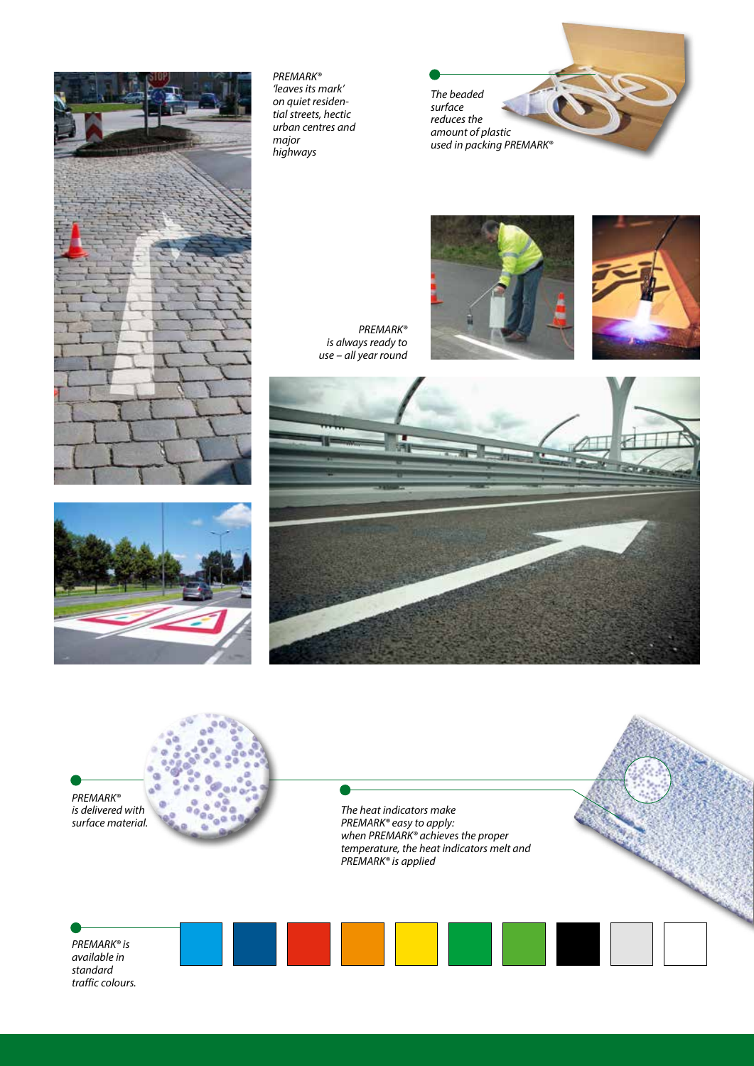*PREMARK® 'leaves its mark' on quiet residential streets, hectic urban centres and major highways*

*The beaded surface reduces the amount of plastic used in packing PREMARK®*

*PREMARK® is always ready to use – all year round*

*PREMARK® is delivered with surface material.*

*The heat indicators make PREMARK® easy to apply: when PREMARK® achieves the proper temperature, the heat indicators melt and PREMARK® is applied*

*PREMARK® is available in standard traffic colours.*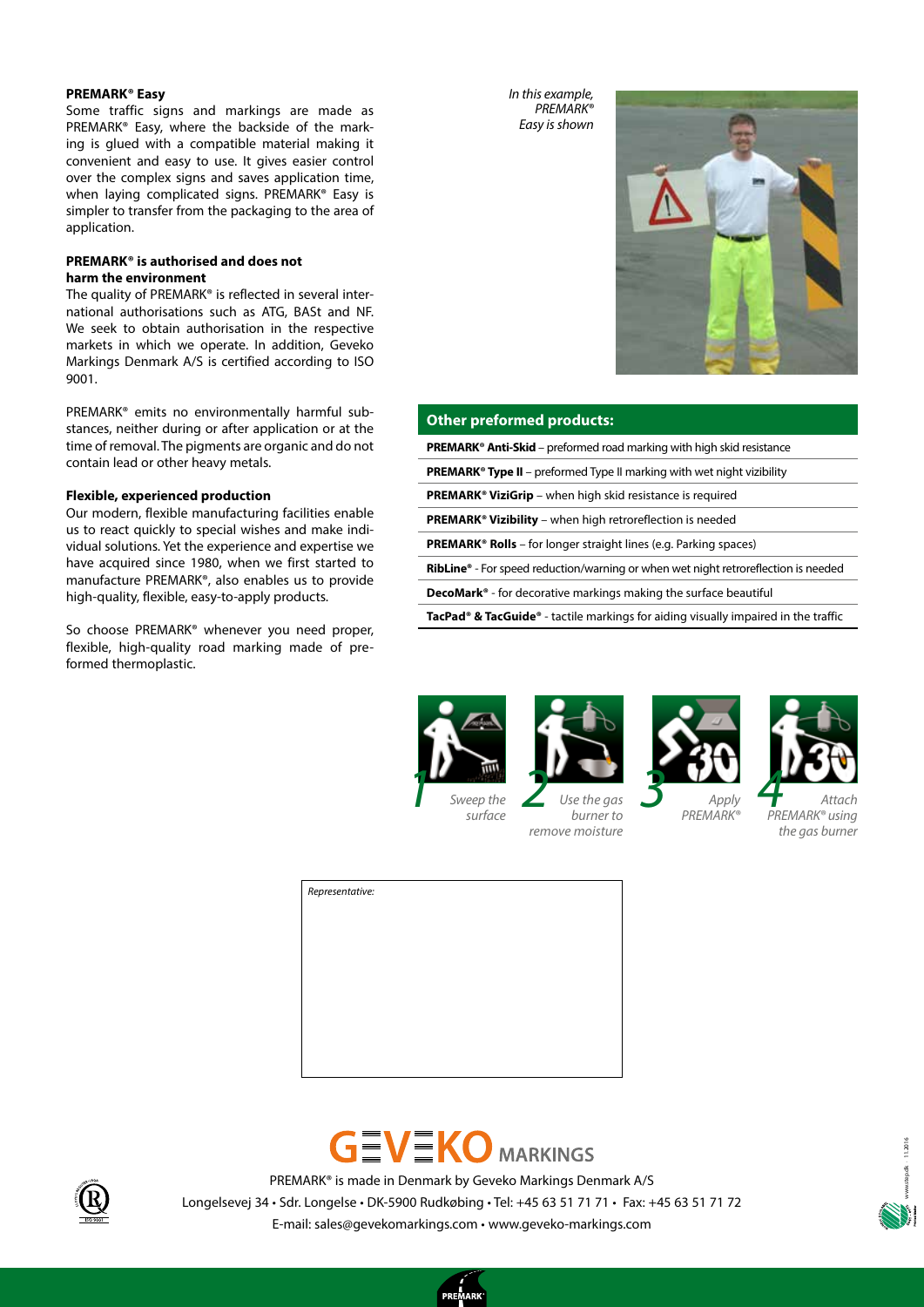**PREMARK® Easy**

Some traffic signs and markings are made as PREMARK® Easy, where the backside of the marking is glued with a compatible material making it convenient and easy to use. It gives easier control over the complex signs and saves application time, when laying complicated signs. PREMARK® Easy is simpler to transfer from the packaging to the area of application.

**PREMARK® is authorised and does not harm the environment**

The quality of PREMARK® is reflected in several international authorisations such as ATG, BASt and NF. We seek to obtain authorisation in the respective markets in which we operate. In addition, Geveko Markings Denmark A/S is certified according to ISO 9001.

PREMARK® emits no environmentally harmful substances, neither during or after application or at the time of removal. The pigments are organic and do not contain lead or other heavy metals.

**Flexible, experienced production**

Our modern, flexible manufacturing facilities enable us to react quickly to special wishes and make individual solutions. Yet the experience and expertise we have acquired since 1980, when we first started to manufacture PREMARK®, also enables us to provide high-quality, flexible, easy-to-apply products.

So choose PREMARK® whenever you need proper, flexible, high-quality road marking made of preformed thermoplastic.

*In this example, PREMARK® Easy is shown*

## Other preformed products:

**PREMARK® Anti-Skid** – preformed road marking with high skid resistance

**PREMARK® Type II** – preformed Type II marking with wet night vizibility

**PREMARK® ViziGrip** – when high skid resistance is required

**PREMARK® Vizibility** – when high retroreflection is needed

**PREMARK® Rolls** – for longer straight lines (e.g. Parking spaces)

**RibLine®** - For speed reduction/warning or when wet night retroreflection is needed

**DecoMark®** - for decorative markings making the surface beautiful

**TacPad® & TacGuide®** - tactile markings for aiding visually impaired in the traffic

1 *Sweep the surface*

2 *Use the gas burner to remove moisture*

3 *Apply PREMARK®*

4 *Attach PREMARK® using the gas burner*

*Representative:*

GEVEKO MARKINGS

PREMARK® is made in Denmark by Geveko Markings Denmark A/S

Longelsevej 34 • Sdr. Longelse • DK-5900 Rudkøbing • Tel: +45 63 51 71 71 • Fax: +45 63 51 71 72

E-mail: sales@gevekomarkings.com • www.geveko-markings.com